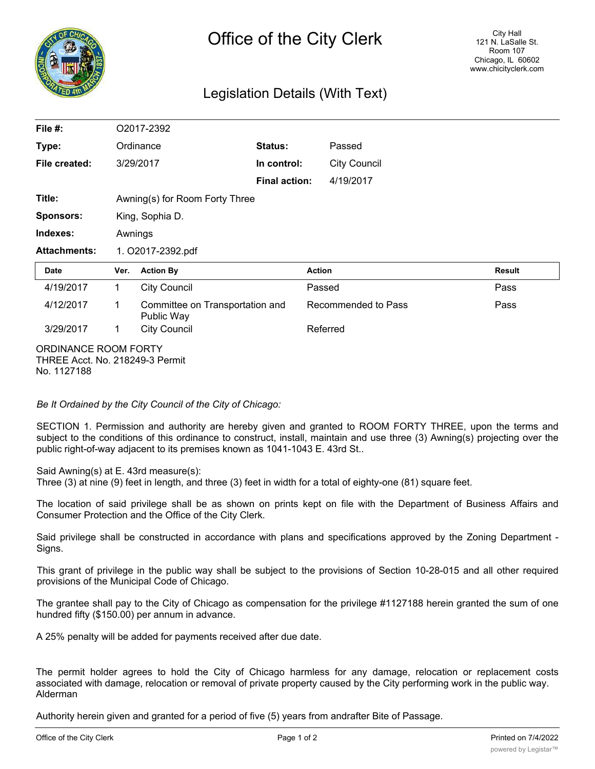# Office of the City Clerk

City Hall
121 N. LaSalle St.
Room 107
Chicago, IL 60602
www.chicityclerk.com

## Legislation Details (With Text)

| | | | |
|---|---|---|---|
| **File #:** | O2017-2392 | | |
| **Type:** | Ordinance | **Status:** | Passed |
| **File created:** | 3/29/2017 | **In control:** | City Council |
| | | **Final action:** | 4/19/2017 |
| **Title:** | Awning(s) for Room Forty Three | | |
| **Sponsors:** | King, Sophia D. | | |
| **Indexes:** | Awnings | | |
| **Attachments:** | 1. O2017-2392.pdf | | |

| Date | Ver. | Action By | Action | Result |
|---|---|---|---|---|
| 4/19/2017 | 1 | City Council | Passed | Pass |
| 4/12/2017 | 1 | Committee on Transportation and Public Way | Recommended to Pass | Pass |
| 3/29/2017 | 1 | City Council | Referred | |

ORDINANCE ROOM FORTY THREE Acct. No. 218249-3 Permit No. 1127188

*Be It Ordained by the City Council of the City of Chicago:*

SECTION 1. Permission and authority are hereby given and granted to ROOM FORTY THREE, upon the terms and subject to the conditions of this ordinance to construct, install, maintain and use three (3) Awning(s) projecting over the public right-of-way adjacent to its premises known as 1041-1043 E. 43rd St..

Said Awning(s) at E. 43rd measure(s):
Three (3) at nine (9) feet in length, and three (3) feet in width for a total of eighty-one (81) square feet.

The location of said privilege shall be as shown on prints kept on file with the Department of Business Affairs and Consumer Protection and the Office of the City Clerk.

Said privilege shall be constructed in accordance with plans and specifications approved by the Zoning Department - Signs.

This grant of privilege in the public way shall be subject to the provisions of Section 10-28-015 and all other required provisions of the Municipal Code of Chicago.

The grantee shall pay to the City of Chicago as compensation for the privilege #1127188 herein granted the sum of one hundred fifty ($150.00) per annum in advance.

A 25% penalty will be added for payments received after due date.

The permit holder agrees to hold the City of Chicago harmless for any damage, relocation or replacement costs associated with damage, relocation or removal of private property caused by the City performing work in the public way. Alderman

Authority herein given and granted for a period of five (5) years from andrafter Bite of Passage.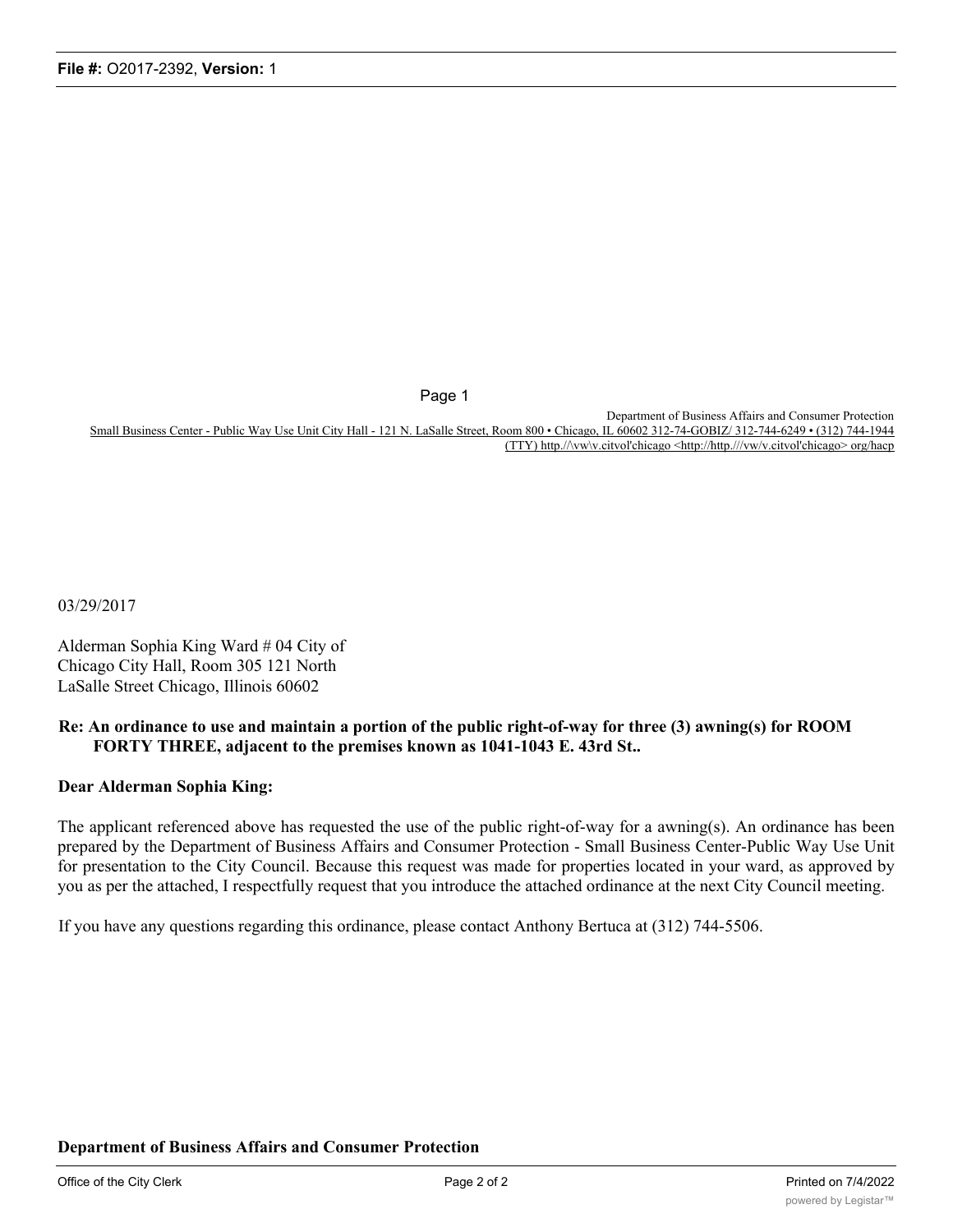Department of Business Affairs and Consumer Protection
Small Business Center - Public Way Use Unit City Hall - 121 N. LaSalle Street, Room 800 • Chicago, IL 60602 312-74-GOBIZ/ 312-744-6249 • (312) 744-1944 (TTY) http.//\vw\v.citvol'chicago <http://http.///vw/v.citvol'chicago> org/hacp

03/29/2017

Alderman Sophia King Ward # 04 City of Chicago City Hall, Room 305 121 North LaSalle Street Chicago, Illinois 60602

**Re: An ordinance to use and maintain a portion of the public right-of-way for three (3) awning(s) for ROOM FORTY THREE, adjacent to the premises known as 1041-1043 E. 43rd St..**

**Dear Alderman Sophia King:**

The applicant referenced above has requested the use of the public right-of-way for a awning(s). An ordinance has been prepared by the Department of Business Affairs and Consumer Protection - Small Business Center-Public Way Use Unit for presentation to the City Council. Because this request was made for properties located in your ward, as approved by you as per the attached, I respectfully request that you introduce the attached ordinance at the next City Council meeting.

If you have any questions regarding this ordinance, please contact Anthony Bertuca at (312) 744-5506.

**Department of Business Affairs and Consumer Protection**